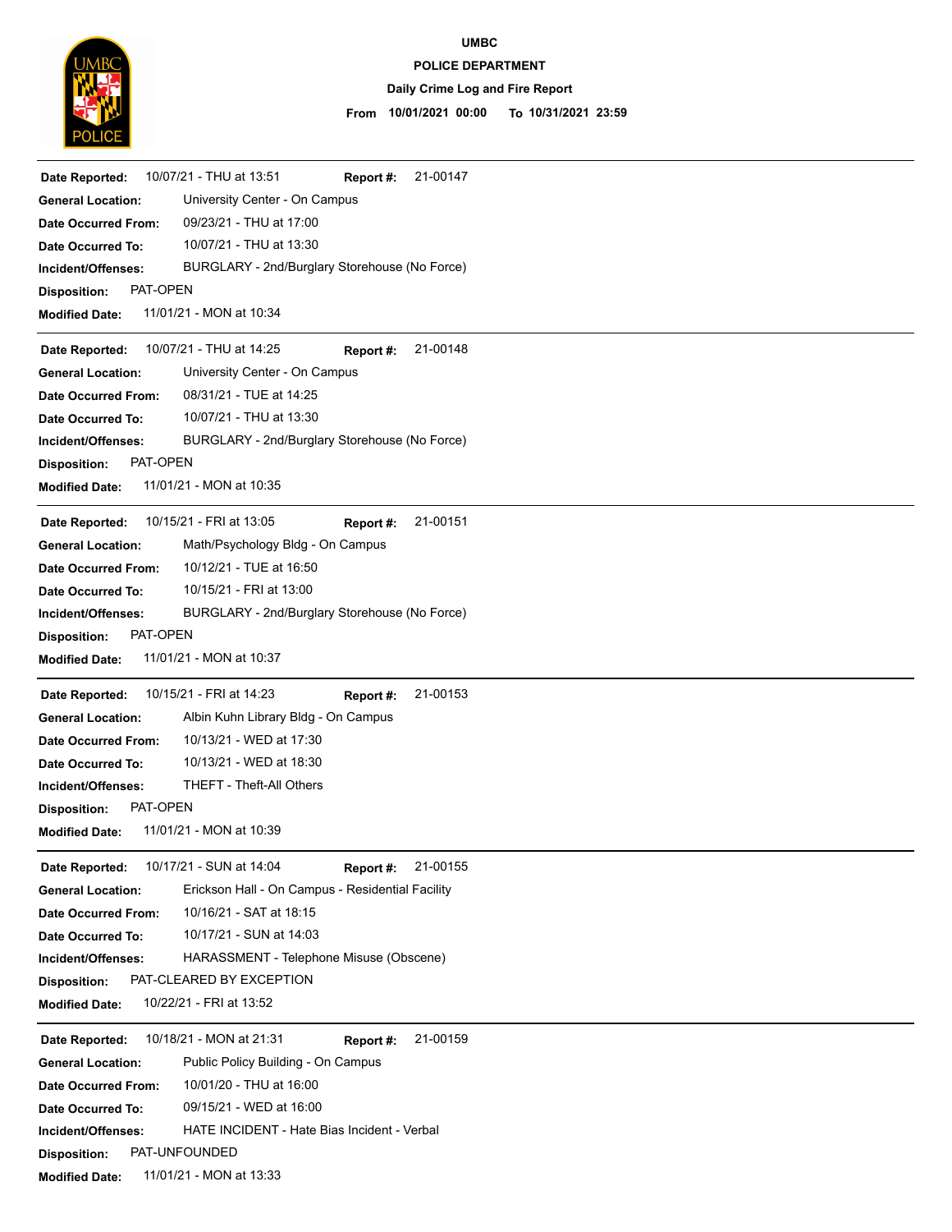# UMBC

## POLICE DEPARTMENT

### Daily Crime Log and Fire Report

**From** 10/01/2021 00:00 **To** 10/31/2021 23:59

---

**Date Reported:** 10/07/21 - THU at 13:51 **Report #:** 21-00147
**General Location:** University Center - On Campus
**Date Occurred From:** 09/23/21 - THU at 17:00
**Date Occurred To:** 10/07/21 - THU at 13:30
**Incident/Offenses:** BURGLARY - 2nd/Burglary Storehouse (No Force)
**Disposition:** PAT-OPEN
**Modified Date:** 11/01/21 - MON at 10:34

---

**Date Reported:** 10/07/21 - THU at 14:25 **Report #:** 21-00148
**General Location:** University Center - On Campus
**Date Occurred From:** 08/31/21 - TUE at 14:25
**Date Occurred To:** 10/07/21 - THU at 13:30
**Incident/Offenses:** BURGLARY - 2nd/Burglary Storehouse (No Force)
**Disposition:** PAT-OPEN
**Modified Date:** 11/01/21 - MON at 10:35

---

**Date Reported:** 10/15/21 - FRI at 13:05 **Report #:** 21-00151
**General Location:** Math/Psychology Bldg - On Campus
**Date Occurred From:** 10/12/21 - TUE at 16:50
**Date Occurred To:** 10/15/21 - FRI at 13:00
**Incident/Offenses:** BURGLARY - 2nd/Burglary Storehouse (No Force)
**Disposition:** PAT-OPEN
**Modified Date:** 11/01/21 - MON at 10:37

---

**Date Reported:** 10/15/21 - FRI at 14:23 **Report #:** 21-00153
**General Location:** Albin Kuhn Library Bldg - On Campus
**Date Occurred From:** 10/13/21 - WED at 17:30
**Date Occurred To:** 10/13/21 - WED at 18:30
**Incident/Offenses:** THEFT - Theft-All Others
**Disposition:** PAT-OPEN
**Modified Date:** 11/01/21 - MON at 10:39

---

**Date Reported:** 10/17/21 - SUN at 14:04 **Report #:** 21-00155
**General Location:** Erickson Hall - On Campus - Residential Facility
**Date Occurred From:** 10/16/21 - SAT at 18:15
**Date Occurred To:** 10/17/21 - SUN at 14:03
**Incident/Offenses:** HARASSMENT - Telephone Misuse (Obscene)
**Disposition:** PAT-CLEARED BY EXCEPTION
**Modified Date:** 10/22/21 - FRI at 13:52

---

**Date Reported:** 10/18/21 - MON at 21:31 **Report #:** 21-00159
**General Location:** Public Policy Building - On Campus
**Date Occurred From:** 10/01/20 - THU at 16:00
**Date Occurred To:** 09/15/21 - WED at 16:00
**Incident/Offenses:** HATE INCIDENT - Hate Bias Incident - Verbal
**Disposition:** PAT-UNFOUNDED
**Modified Date:** 11/01/21 - MON at 13:33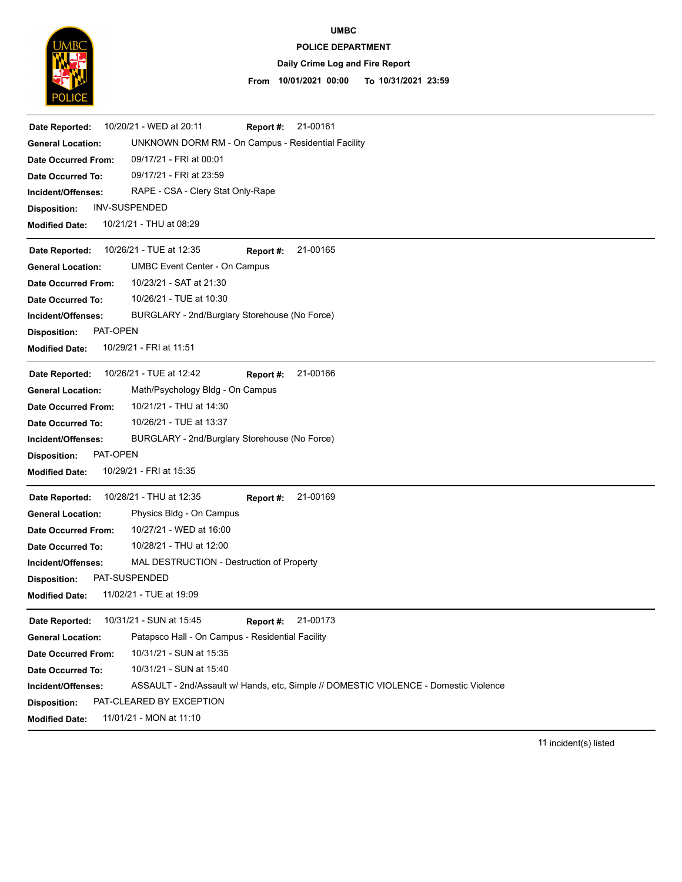**UMBC**

**POLICE DEPARTMENT**

**Daily Crime Log and Fire Report**

**From 10/01/2021 00:00 To 10/31/2021 23:59**

---

**Date Reported:** 10/20/21 - WED at 20:11 **Report #:** 21-00161
**General Location:** UNKNOWN DORM RM - On Campus - Residential Facility
**Date Occurred From:** 09/17/21 - FRI at 00:01
**Date Occurred To:** 09/17/21 - FRI at 23:59
**Incident/Offenses:** RAPE - CSA - Clery Stat Only-Rape
**Disposition:** INV-SUSPENDED
**Modified Date:** 10/21/21 - THU at 08:29

---

**Date Reported:** 10/26/21 - TUE at 12:35 **Report #:** 21-00165
**General Location:** UMBC Event Center - On Campus
**Date Occurred From:** 10/23/21 - SAT at 21:30
**Date Occurred To:** 10/26/21 - TUE at 10:30
**Incident/Offenses:** BURGLARY - 2nd/Burglary Storehouse (No Force)
**Disposition:** PAT-OPEN
**Modified Date:** 10/29/21 - FRI at 11:51

---

**Date Reported:** 10/26/21 - TUE at 12:42 **Report #:** 21-00166
**General Location:** Math/Psychology Bldg - On Campus
**Date Occurred From:** 10/21/21 - THU at 14:30
**Date Occurred To:** 10/26/21 - TUE at 13:37
**Incident/Offenses:** BURGLARY - 2nd/Burglary Storehouse (No Force)
**Disposition:** PAT-OPEN
**Modified Date:** 10/29/21 - FRI at 15:35

---

**Date Reported:** 10/28/21 - THU at 12:35 **Report #:** 21-00169
**General Location:** Physics Bldg - On Campus
**Date Occurred From:** 10/27/21 - WED at 16:00
**Date Occurred To:** 10/28/21 - THU at 12:00
**Incident/Offenses:** MAL DESTRUCTION - Destruction of Property
**Disposition:** PAT-SUSPENDED
**Modified Date:** 11/02/21 - TUE at 19:09

---

**Date Reported:** 10/31/21 - SUN at 15:45 **Report #:** 21-00173
**General Location:** Patapsco Hall - On Campus - Residential Facility
**Date Occurred From:** 10/31/21 - SUN at 15:35
**Date Occurred To:** 10/31/21 - SUN at 15:40
**Incident/Offenses:** ASSAULT - 2nd/Assault w/ Hands, etc, Simple // DOMESTIC VIOLENCE - Domestic Violence
**Disposition:** PAT-CLEARED BY EXCEPTION
**Modified Date:** 11/01/21 - MON at 11:10

---

11 incident(s) listed